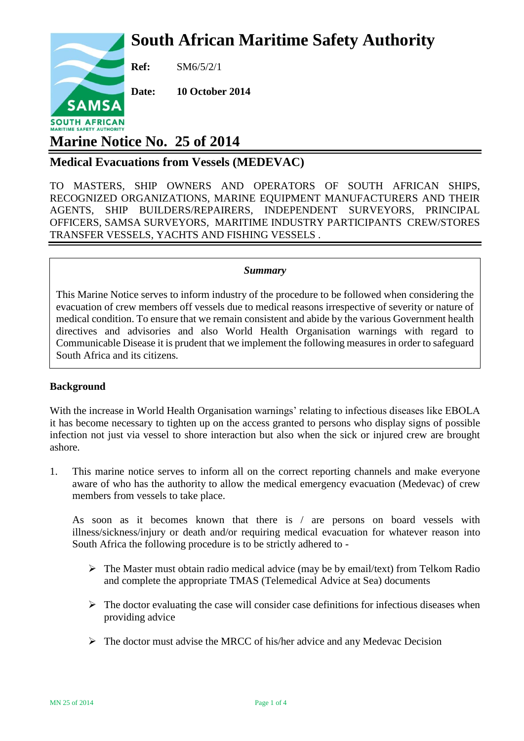# South African Maritime Safety Authority

**Ref:** SM6/5/2/1

**Date:** **10 October 2014**

# Marine Notice No. 25 of 2014

## Medical Evacuations from Vessels (MEDEVAC)

TO MASTERS, SHIP OWNERS AND OPERATORS OF SOUTH AFRICAN SHIPS, RECOGNIZED ORGANIZATIONS, MARINE EQUIPMENT MANUFACTURERS AND THEIR AGENTS, SHIP BUILDERS/REPAIRERS, INDEPENDENT SURVEYORS, PRINCIPAL OFFICERS, SAMSA SURVEYORS, MARITIME INDUSTRY PARTICIPANTS CREW/STORES TRANSFER VESSELS, YACHTS AND FISHING VESSELS .

***Summary***

This Marine Notice serves to inform industry of the procedure to be followed when considering the evacuation of crew members off vessels due to medical reasons irrespective of severity or nature of medical condition. To ensure that we remain consistent and abide by the various Government health directives and advisories and also World Health Organisation warnings with regard to Communicable Disease it is prudent that we implement the following measures in order to safeguard South Africa and its citizens.

### Background

With the increase in World Health Organisation warnings' relating to infectious diseases like EBOLA it has become necessary to tighten up on the access granted to persons who display signs of possible infection not just via vessel to shore interaction but also when the sick or injured crew are brought ashore.

1. This marine notice serves to inform all on the correct reporting channels and make everyone aware of who has the authority to allow the medical emergency evacuation (Medevac) of crew members from vessels to take place.

   As soon as it becomes known that there is / are persons on board vessels with illness/sickness/injury or death and/or requiring medical evacuation for whatever reason into South Africa the following procedure is to be strictly adhered to -

   - The Master must obtain radio medical advice (may be by email/text) from Telkom Radio and complete the appropriate TMAS (Telemedical Advice at Sea) documents
   - The doctor evaluating the case will consider case definitions for infectious diseases when providing advice
   - The doctor must advise the MRCC of his/her advice and any Medevac Decision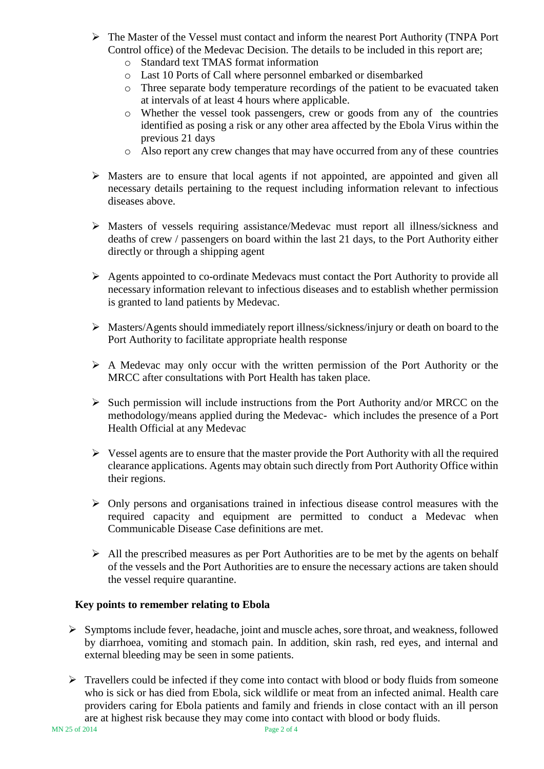- The Master of the Vessel must contact and inform the nearest Port Authority (TNPA Port Control office) of the Medevac Decision. The details to be included in this report are;
  - Standard text TMAS format information
  - Last 10 Ports of Call where personnel embarked or disembarked
  - Three separate body temperature recordings of the patient to be evacuated taken at intervals of at least 4 hours where applicable.
  - Whether the vessel took passengers, crew or goods from any of the countries identified as posing a risk or any other area affected by the Ebola Virus within the previous 21 days
  - Also report any crew changes that may have occurred from any of these countries

- Masters are to ensure that local agents if not appointed, are appointed and given all necessary details pertaining to the request including information relevant to infectious diseases above.

- Masters of vessels requiring assistance/Medevac must report all illness/sickness and deaths of crew / passengers on board within the last 21 days, to the Port Authority either directly or through a shipping agent

- Agents appointed to co-ordinate Medevacs must contact the Port Authority to provide all necessary information relevant to infectious diseases and to establish whether permission is granted to land patients by Medevac.

- Masters/Agents should immediately report illness/sickness/injury or death on board to the Port Authority to facilitate appropriate health response

- A Medevac may only occur with the written permission of the Port Authority or the MRCC after consultations with Port Health has taken place.

- Such permission will include instructions from the Port Authority and/or MRCC on the methodology/means applied during the Medevac- which includes the presence of a Port Health Official at any Medevac

- Vessel agents are to ensure that the master provide the Port Authority with all the required clearance applications. Agents may obtain such directly from Port Authority Office within their regions.

- Only persons and organisations trained in infectious disease control measures with the required capacity and equipment are permitted to conduct a Medevac when Communicable Disease Case definitions are met.

- All the prescribed measures as per Port Authorities are to be met by the agents on behalf of the vessels and the Port Authorities are to ensure the necessary actions are taken should the vessel require quarantine.

**Key points to remember relating to Ebola**

- Symptoms include fever, headache, joint and muscle aches, sore throat, and weakness, followed by diarrhoea, vomiting and stomach pain. In addition, skin rash, red eyes, and internal and external bleeding may be seen in some patients.

- Travellers could be infected if they come into contact with blood or body fluids from someone who is sick or has died from Ebola, sick wildlife or meat from an infected animal. Health care providers caring for Ebola patients and family and friends in close contact with an ill person are at highest risk because they may come into contact with blood or body fluids.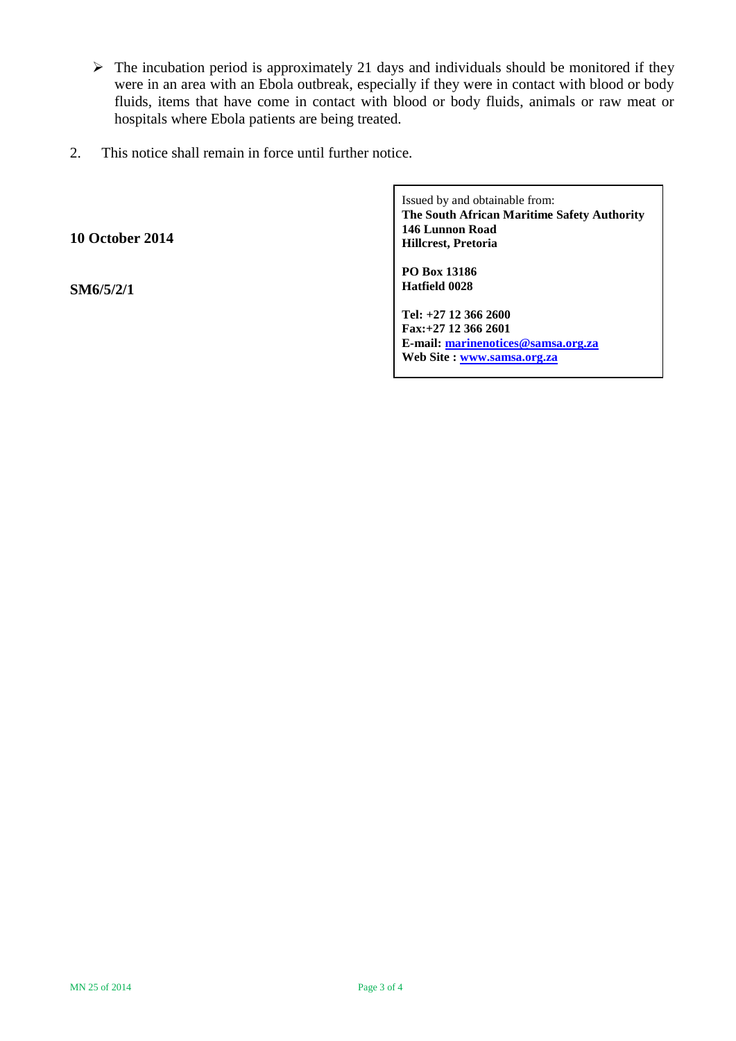- The incubation period is approximately 21 days and individuals should be monitored if they were in an area with an Ebola outbreak, especially if they were in contact with blood or body fluids, items that have come in contact with blood or body fluids, animals or raw meat or hospitals where Ebola patients are being treated.

2. This notice shall remain in force until further notice.

**10 October 2014**

**SM6/5/2/1**

Issued by and obtainable from:
**The South African Maritime Safety Authority**
**146 Lunnon Road**
**Hillcrest, Pretoria**

**PO Box 13186**
**Hatfield 0028**

**Tel: +27 12 366 2600**
**Fax:+27 12 366 2601**
**E-mail: marinenotices@samsa.org.za**
**Web Site : www.samsa.org.za**